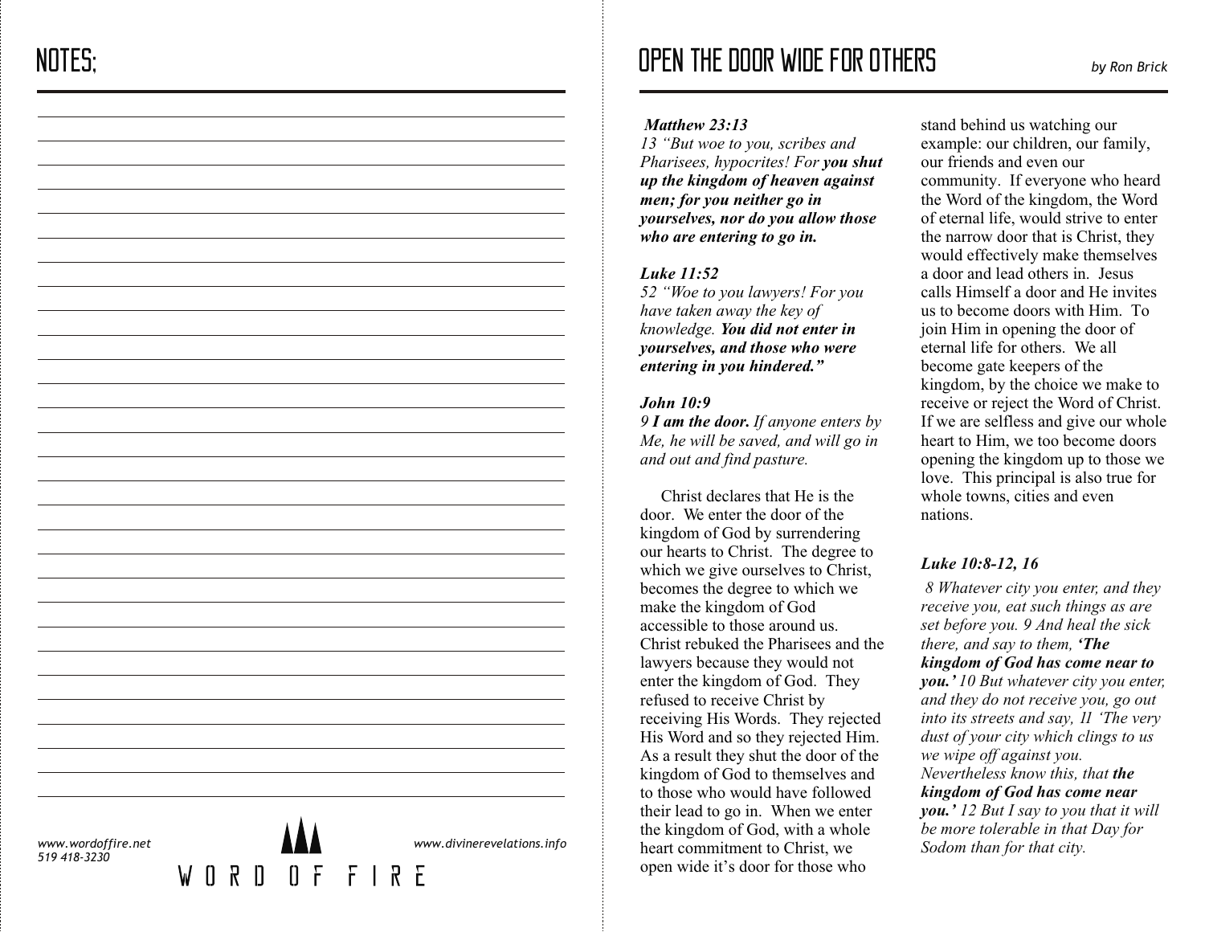# NOTES:

www.wordoffire.net
519 418-3230

WORD OF FIRE

www.divinerevelations.info

# OPEN THE DOOR WIDE FOR OTHERS

*by Ron Brick*

***Matthew 23:13***
*13 "But woe to you, scribes and Pharisees, hypocrites! For **you shut up the kingdom of heaven against men; for you neither go in yourselves, nor do you allow those who are entering to go in.***

***Luke 11:52***
*52 "Woe to you lawyers! For you have taken away the key of knowledge. **You did not enter in yourselves, and those who were entering in you hindered."***

***John 10:9***
*9 **I am the door.** If anyone enters by Me, he will be saved, and will go in and out and find pasture.*

Christ declares that He is the door. We enter the door of the kingdom of God by surrendering our hearts to Christ. The degree to which we give ourselves to Christ, becomes the degree to which we make the kingdom of God accessible to those around us. Christ rebuked the Pharisees and the lawyers because they would not enter the kingdom of God. They refused to receive Christ by receiving His Words. They rejected His Word and so they rejected Him. As a result they shut the door of the kingdom of God to themselves and to those who would have followed their lead to go in. When we enter the kingdom of God, with a whole heart commitment to Christ, we open wide it's door for those who stand behind us watching our example: our children, our family, our friends and even our community. If everyone who heard the Word of the kingdom, the Word of eternal life, would strive to enter the narrow door that is Christ, they would effectively make themselves a door and lead others in. Jesus calls Himself a door and He invites us to become doors with Him. To join Him in opening the door of eternal life for others. We all become gate keepers of the kingdom, by the choice we make to receive or reject the Word of Christ. If we are selfless and give our whole heart to Him, we too become doors opening the kingdom up to those we love. This principal is also true for whole towns, cities and even nations.

***Luke 10:8-12, 16***
*8 Whatever city you enter, and they receive you, eat such things as are set before you. 9 And heal the sick there, and say to them, **'The kingdom of God has come near to you.'** 10 But whatever city you enter, and they do not receive you, go out into its streets and say, 11 'The very dust of your city which clings to us we wipe off against you. Nevertheless know this, that **the kingdom of God has come near you.'** 12 But I say to you that it will be more tolerable in that Day for Sodom than for that city.*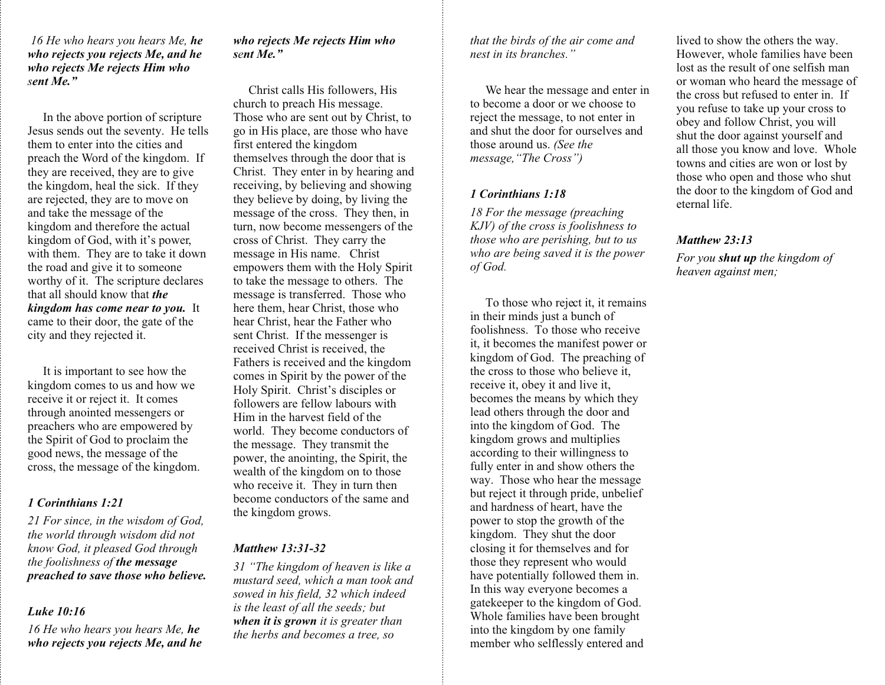*16 He who hears you hears Me, **he who rejects you rejects Me, and he who rejects Me rejects Him who sent Me."***

In the above portion of scripture Jesus sends out the seventy. He tells them to enter into the cities and preach the Word of the kingdom. If they are received, they are to give the kingdom, heal the sick. If they are rejected, they are to move on and take the message of the kingdom and therefore the actual kingdom of God, with it's power, with them. They are to take it down the road and give it to someone worthy of it. The scripture declares that all should know that ***the kingdom has come near to you.*** It came to their door, the gate of the city and they rejected it.

It is important to see how the kingdom comes to us and how we receive it or reject it. It comes through anointed messengers or preachers who are empowered by the Spirit of God to proclaim the good news, the message of the cross, the message of the kingdom.

***1 Corinthians 1:21***

*21 For since, in the wisdom of God, the world through wisdom did not know God, it pleased God through the foolishness of **the message preached to save those who believe.***

***Luke 10:16***

*16 He who hears you hears Me, **he who rejects you rejects Me, and he who rejects Me rejects Him who sent Me."***

Christ calls His followers, His church to preach His message. Those who are sent out by Christ, to go in His place, are those who have first entered the kingdom themselves through the door that is Christ. They enter in by hearing and receiving, by believing and showing they believe by doing, by living the message of the cross. They then, in turn, now become messengers of the cross of Christ. They carry the message in His name. Christ empowers them with the Holy Spirit to take the message to others. The message is transferred. Those who here them, hear Christ, those who hear Christ, hear the Father who sent Christ. If the messenger is received Christ is received, the Fathers is received and the kingdom comes in Spirit by the power of the Holy Spirit. Christ's disciples or followers are fellow labours with Him in the harvest field of the world. They become conductors of the message. They transmit the power, the anointing, the Spirit, the wealth of the kingdom on to those who receive it. They in turn then become conductors of the same and the kingdom grows.

***Matthew 13:31-32***

*31 "The kingdom of heaven is like a mustard seed, which a man took and sowed in his field, 32 which indeed is the least of all the seeds; but **when it is grown** it is greater than the herbs and becomes a tree, so that the birds of the air come and nest in its branches."*

We hear the message and enter in to become a door or we choose to reject the message, to not enter in and shut the door for ourselves and those around us. *(See the message,"The Cross")*

***1 Corinthians 1:18***

*18 For the message (preaching KJV) of the cross is foolishness to those who are perishing, but to us who are being saved it is the power of God.*

To those who reject it, it remains in their minds just a bunch of foolishness. To those who receive it, it becomes the manifest power or kingdom of God. The preaching of the cross to those who believe it, receive it, obey it and live it, becomes the means by which they lead others through the door and into the kingdom of God. The kingdom grows and multiplies according to their willingness to fully enter in and show others the way. Those who hear the message but reject it through pride, unbelief and hardness of heart, have the power to stop the growth of the kingdom. They shut the door closing it for themselves and for those they represent who would have potentially followed them in. In this way everyone becomes a gatekeeper to the kingdom of God. Whole families have been brought into the kingdom by one family member who selflessly entered and lived to show the others the way. However, whole families have been lost as the result of one selfish man or woman who heard the message of the cross but refused to enter in. If you refuse to take up your cross to obey and follow Christ, you will shut the door against yourself and all those you know and love. Whole towns and cities are won or lost by those who open and those who shut the door to the kingdom of God and eternal life.

***Matthew 23:13***

*For you **shut up** the kingdom of heaven against men;*